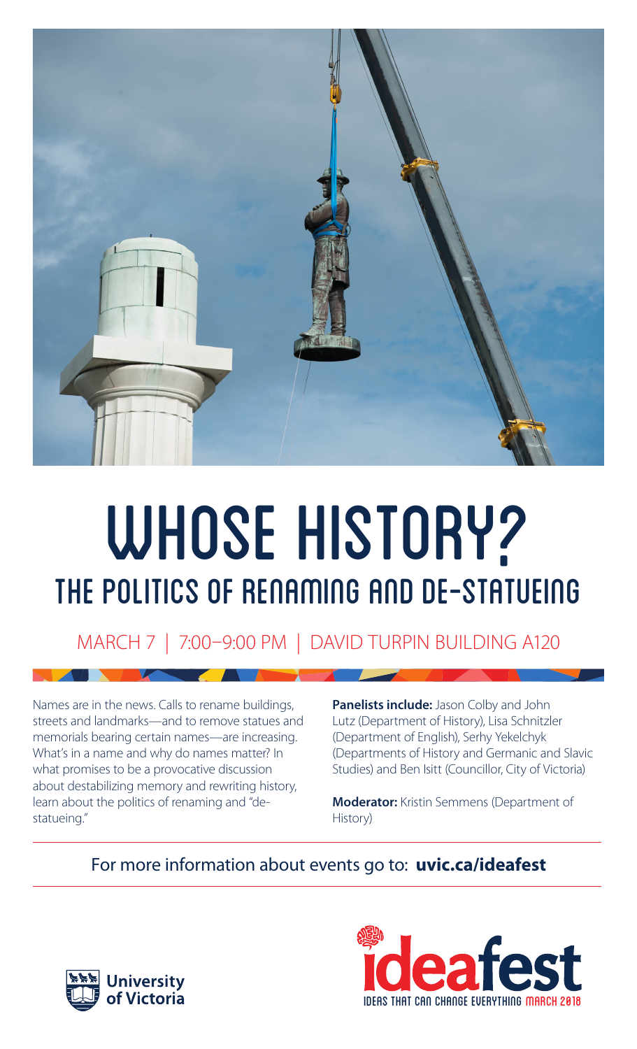# WHOSE HISTORY?

## THE POLITICS OF RENAMING AND DE-STATUEING

MARCH 7 | 7:00–9:00 PM | DAVID TURPIN BUILDING A120

Names are in the news. Calls to rename buildings, streets and landmarks—and to remove statues and memorials bearing certain names—are increasing. What's in a name and why do names matter? In what promises to be a provocative discussion about destabilizing memory and rewriting history, learn about the politics of renaming and "de-statueing."

**Panelists include:** Jason Colby and John Lutz (Department of History), Lisa Schnitzler (Department of English), Serhy Yekelchyk (Departments of History and Germanic and Slavic Studies) and Ben Isitt (Councillor, City of Victoria)

**Moderator:** Kristin Semmens (Department of History)

For more information about events go to: **uvic.ca/ideafest**

University of Victoria

ideafest

IDEAS THAT CAN CHANGE EVERYTHING MARCH 2018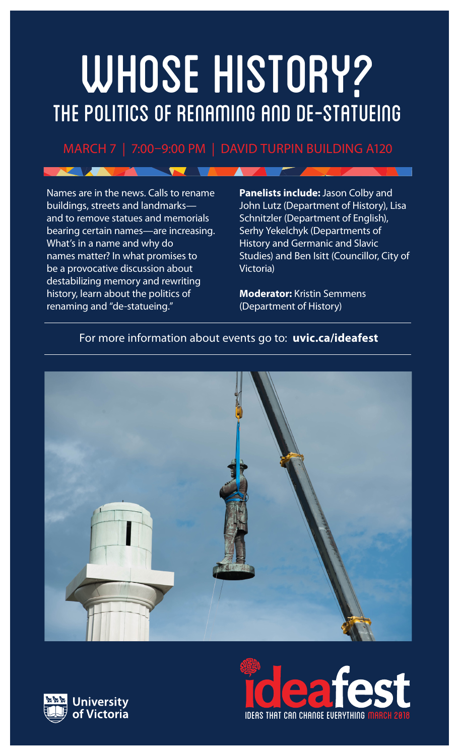# WHOSE HISTORY?

## THE POLITICS OF RENAMING AND DE-STATUEING

MARCH 7 | 7:00–9:00 PM | DAVID TURPIN BUILDING A120

Names are in the news. Calls to rename buildings, streets and landmarks—and to remove statues and memorials bearing certain names—are increasing. What's in a name and why do names matter? In what promises to be a provocative discussion about destabilizing memory and rewriting history, learn about the politics of renaming and "de-statueing."

**Panelists include:** Jason Colby and John Lutz (Department of History), Lisa Schnitzler (Department of English), Serhy Yekelchyk (Departments of History and Germanic and Slavic Studies) and Ben Isitt (Councillor, City of Victoria)

**Moderator:** Kristin Semmens (Department of History)

For more information about events go to: **uvic.ca/ideafest**

University of Victoria

ideafest

IDEAS THAT CAN CHANGE EVERYTHING MARCH 2018